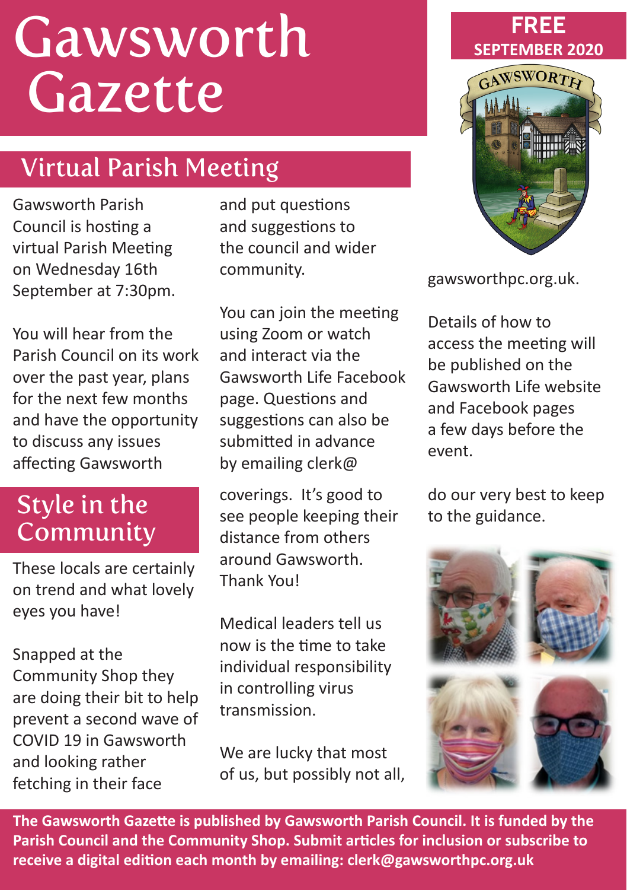# Gawsworth Gazette

**FREE**
**SEPTEMBER 2020**

## Virtual Parish Meeting

Gawsworth Parish Council is hosting a virtual Parish Meeting on Wednesday 16th September at 7:30pm.

You will hear from the Parish Council on its work over the past year, plans for the next few months and have the opportunity to discuss any issues affecting Gawsworth and put questions and suggestions to the council and wider community.

You can join the meeting using Zoom or watch and interact via the Gawsworth Life Facebook page. Questions and suggestions can also be submitted in advance by emailing clerk@gawsworthpc.org.uk.

Details of how to access the meeting will be published on the Gawsworth Life website and Facebook pages a few days before the event.

## Style in the Community

These locals are certainly on trend and what lovely eyes you have!

Snapped at the Community Shop they are doing their bit to help prevent a second wave of COVID 19 in Gawsworth and looking rather fetching in their face coverings. It's good to see people keeping their distance from others around Gawsworth. Thank You!

Medical leaders tell us now is the time to take individual responsibility in controlling virus transmission.

We are lucky that most of us, but possibly not all, do our very best to keep to the guidance.

**The Gawsworth Gazette is published by Gawsworth Parish Council. It is funded by the Parish Council and the Community Shop. Submit articles for inclusion or subscribe to receive a digital edition each month by emailing: clerk@gawsworthpc.org.uk**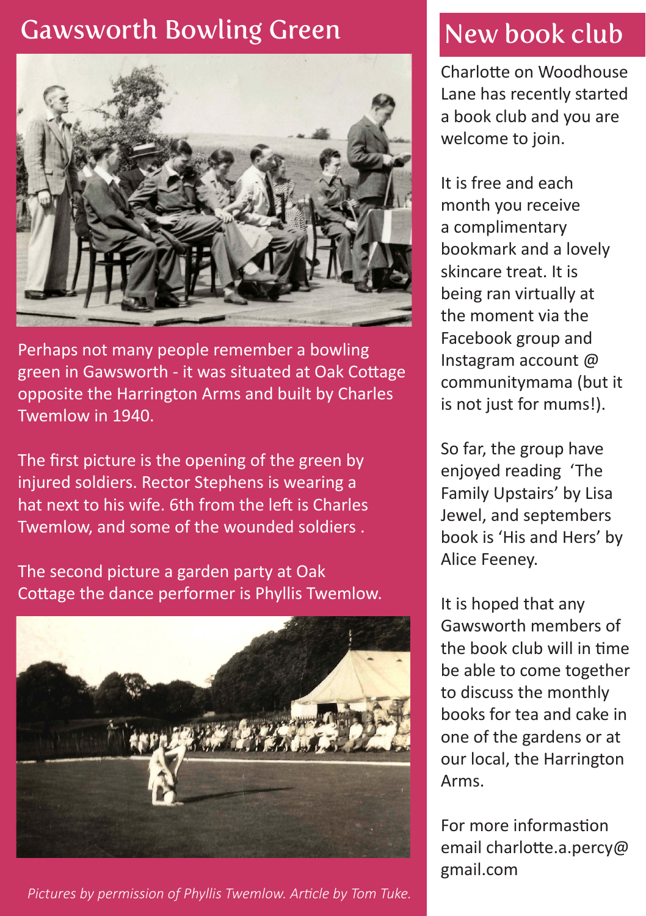## Gawsworth Bowling Green

Perhaps not many people remember a bowling green in Gawsworth - it was situated at Oak Cottage opposite the Harrington Arms and built by Charles Twemlow in 1940.

The first picture is the opening of the green by injured soldiers. Rector Stephens is wearing a hat next to his wife. 6th from the left is Charles Twemlow, and some of the wounded soldiers .

The second picture a garden party at Oak Cottage the dance performer is Phyllis Twemlow.

*Pictures by permission of Phyllis Twemlow. Article by Tom Tuke.*

## New book club

Charlotte on Woodhouse Lane has recently started a book club and you are welcome to join.

It is free and each month you receive a complimentary bookmark and a lovely skincare treat. It is being ran virtually at the moment via the Facebook group and Instagram account @ communitymama (but it is not just for mums!).

So far, the group have enjoyed reading 'The Family Upstairs' by Lisa Jewel, and septembers book is 'His and Hers' by Alice Feeney.

It is hoped that any Gawsworth members of the book club will in time be able to come together to discuss the monthly books for tea and cake in one of the gardens or at our local, the Harrington Arms.

For more informastion email charlotte.a.percy@gmail.com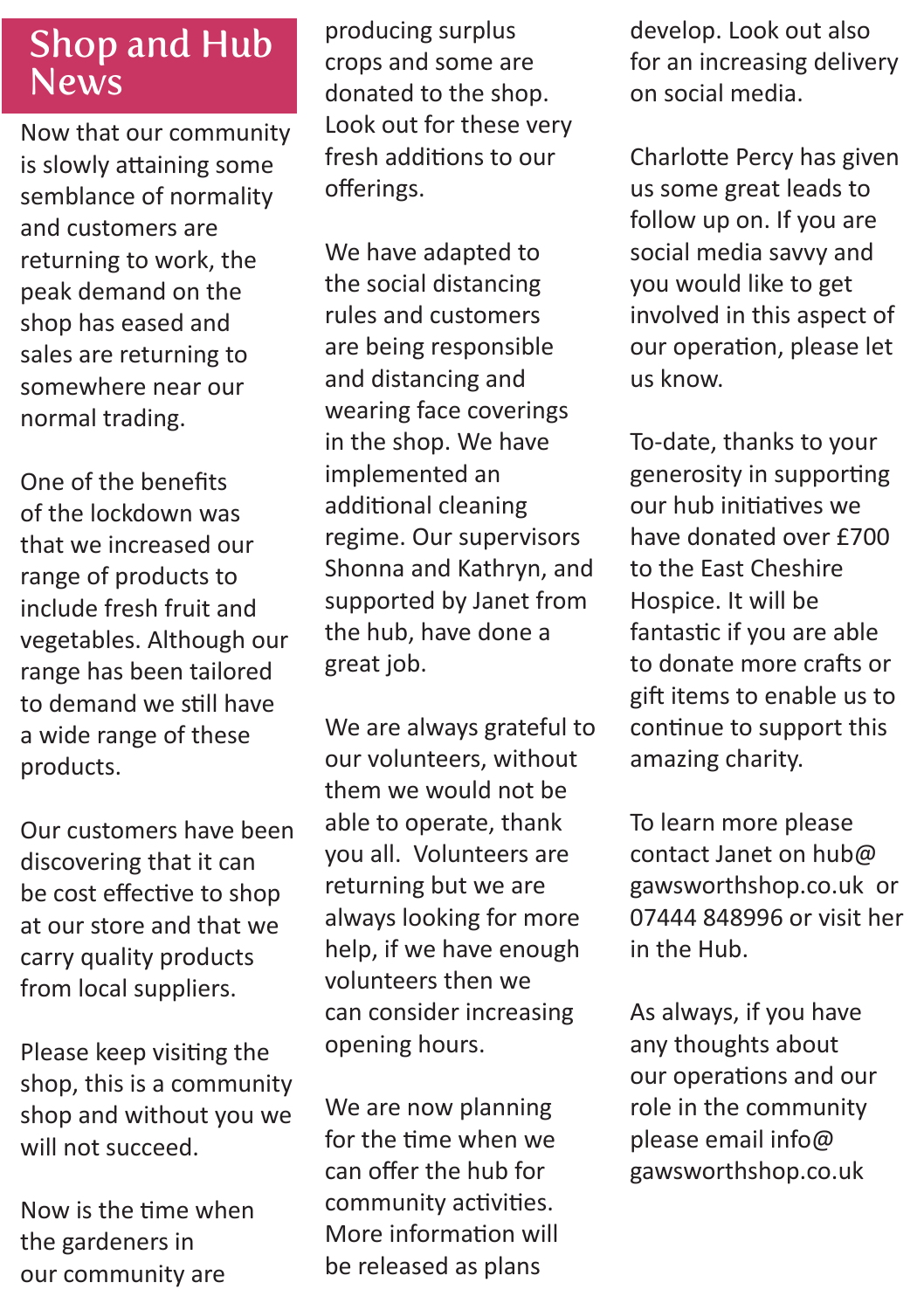# Shop and Hub News

Now that our community is slowly attaining some semblance of normality and customers are returning to work, the peak demand on the shop has eased and sales are returning to somewhere near our normal trading.

One of the benefits of the lockdown was that we increased our range of products to include fresh fruit and vegetables. Although our range has been tailored to demand we still have a wide range of these products.

Our customers have been discovering that it can be cost effective to shop at our store and that we carry quality products from local suppliers.

Please keep visiting the shop, this is a community shop and without you we will not succeed.

Now is the time when the gardeners in our community are producing surplus crops and some are donated to the shop. Look out for these very fresh additions to our offerings.

We have adapted to the social distancing rules and customers are being responsible and distancing and wearing face coverings in the shop. We have implemented an additional cleaning regime. Our supervisors Shonna and Kathryn, and supported by Janet from the hub, have done a great job.

We are always grateful to our volunteers, without them we would not be able to operate, thank you all. Volunteers are returning but we are always looking for more help, if we have enough volunteers then we can consider increasing opening hours.

We are now planning for the time when we can offer the hub for community activities. More information will be released as plans develop. Look out also for an increasing delivery on social media.

Charlotte Percy has given us some great leads to follow up on. If you are social media savvy and you would like to get involved in this aspect of our operation, please let us know.

To-date, thanks to your generosity in supporting our hub initiatives we have donated over £700 to the East Cheshire Hospice. It will be fantastic if you are able to donate more crafts or gift items to enable us to continue to support this amazing charity.

To learn more please contact Janet on hub@gawsworthshop.co.uk or 07444 848996 or visit her in the Hub.

As always, if you have any thoughts about our operations and our role in the community please email info@gawsworthshop.co.uk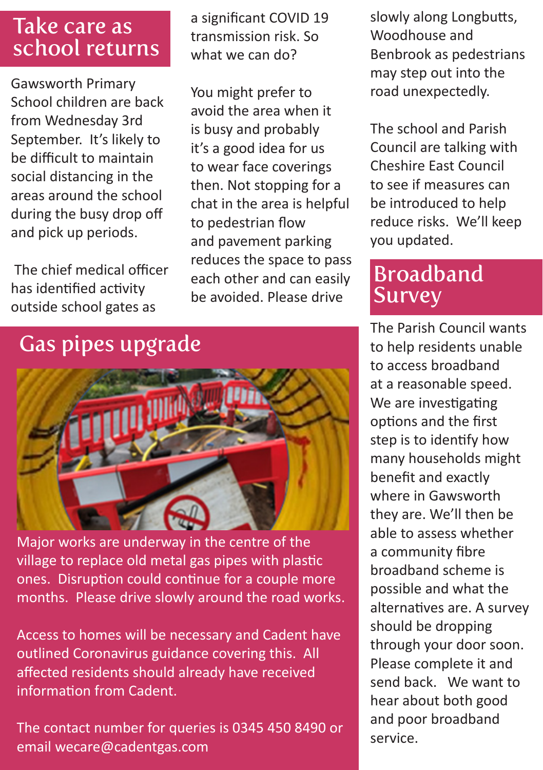## Take care as school returns

Gawsworth Primary School children are back from Wednesday 3rd September. It's likely to be difficult to maintain social distancing in the areas around the school during the busy drop off and pick up periods.

The chief medical officer has identified activity outside school gates as a significant COVID 19 transmission risk. So what we can do?

You might prefer to avoid the area when it is busy and probably it's a good idea for us to wear face coverings then. Not stopping for a chat in the area is helpful to pedestrian flow and pavement parking reduces the space to pass each other and can easily be avoided. Please drive slowly along Longbutts, Woodhouse and Benbrook as pedestrians may step out into the road unexpectedly.

The school and Parish Council are talking with Cheshire East Council to see if measures can be introduced to help reduce risks. We'll keep you updated.

## Gas pipes upgrade

Major works are underway in the centre of the village to replace old metal gas pipes with plastic ones. Disruption could continue for a couple more months. Please drive slowly around the road works.

Access to homes will be necessary and Cadent have outlined Coronavirus guidance covering this. All affected residents should already have received information from Cadent.

The contact number for queries is 0345 450 8490 or email wecare@cadentgas.com

## Broadband Survey

The Parish Council wants to help residents unable to access broadband at a reasonable speed. We are investigating options and the first step is to identify how many households might benefit and exactly where in Gawsworth they are. We'll then be able to assess whether a community fibre broadband scheme is possible and what the alternatives are. A survey should be dropping through your door soon. Please complete it and send back. We want to hear about both good and poor broadband service.